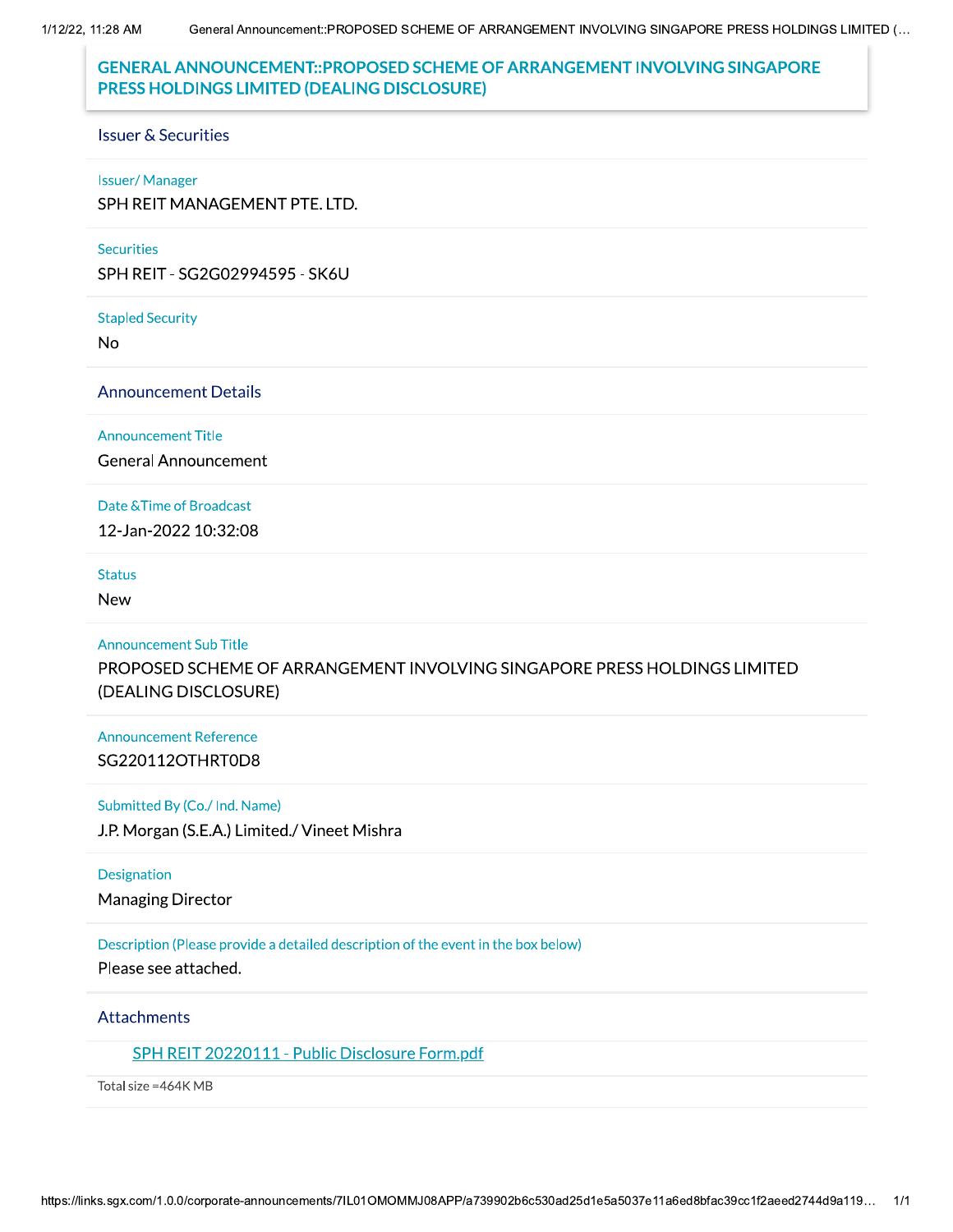# GENERAL ANNOUNCEMENT::PROPOSED SCHEME OF ARRANGEMENT INVOLVING SINGAPORE PRESS HOLDINGS LIMITED (DEALING DISCLOSURE)

## Issuer & Securities

**Issuer/ Manager**

SPH REIT MANAGEMENT PTE. LTD.

**Securities**

SPH REIT - SG2G02994595 - SK6U

**Stapled Security**

No

## Announcement Details

**Announcement Title**

General Announcement

**Date &Time of Broadcast**

12-Jan-2022 10:32:08

**Status**

New

**Announcement Sub Title**

PROPOSED SCHEME OF ARRANGEMENT INVOLVING SINGAPORE PRESS HOLDINGS LIMITED (DEALING DISCLOSURE)

**Announcement Reference**

SG220112OTHRT0D8

**Submitted By (Co./ Ind. Name)**

J.P. Morgan (S.E.A.) Limited./ Vineet Mishra

**Designation**

Managing Director

**Description (Please provide a detailed description of the event in the box below)**

Please see attached.

## Attachments

SPH REIT 20220111 - Public Disclosure Form.pdf

Total size =464K MB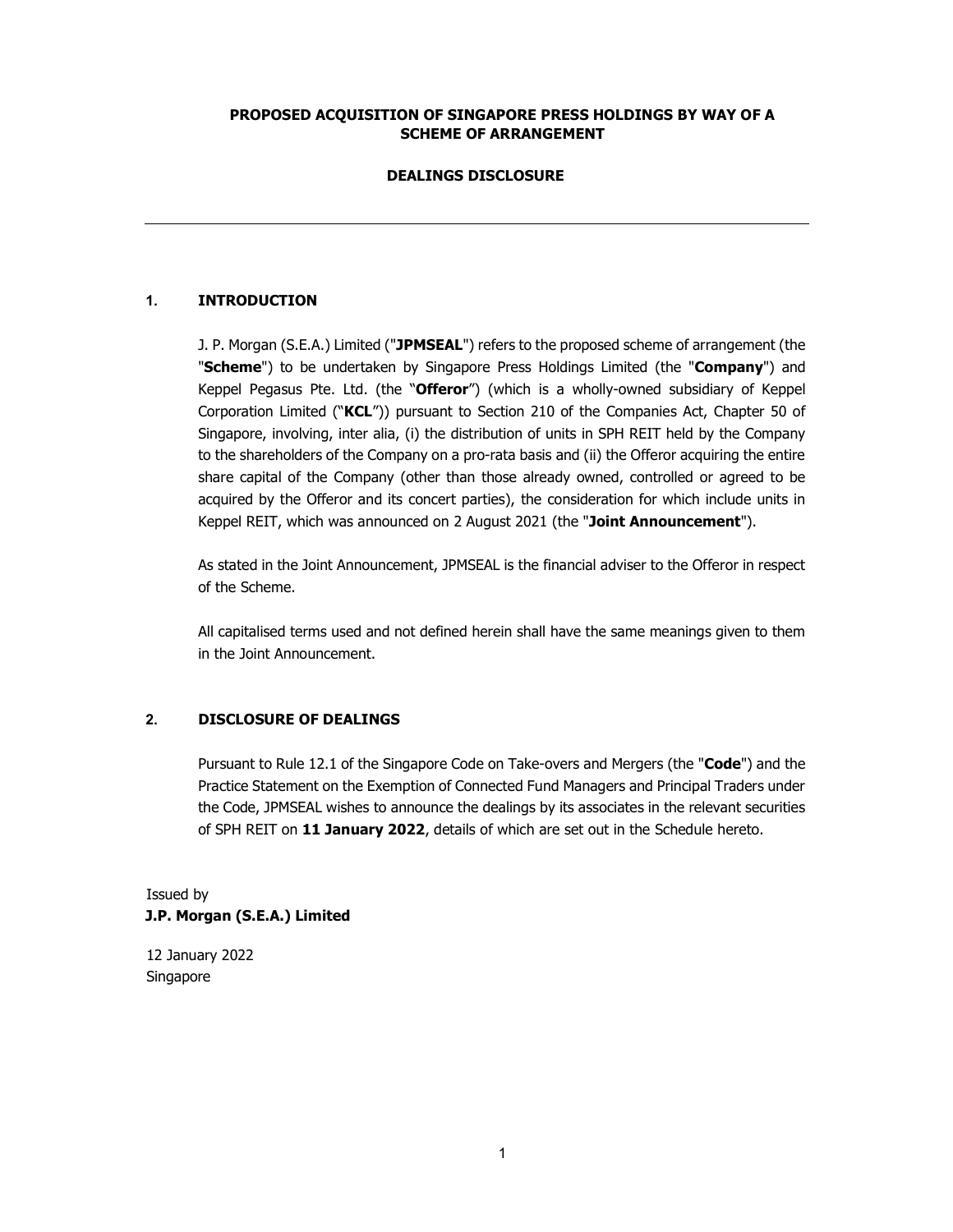**PROPOSED ACQUISITION OF SINGAPORE PRESS HOLDINGS BY WAY OF A SCHEME OF ARRANGEMENT**

**DEALINGS DISCLOSURE**

---

## 1. INTRODUCTION

J. P. Morgan (S.E.A.) Limited ("**JPMSEAL**") refers to the proposed scheme of arrangement (the "**Scheme**") to be undertaken by Singapore Press Holdings Limited (the "**Company**") and Keppel Pegasus Pte. Ltd. (the "**Offeror**") (which is a wholly-owned subsidiary of Keppel Corporation Limited ("**KCL**")) pursuant to Section 210 of the Companies Act, Chapter 50 of Singapore, involving, inter alia, (i) the distribution of units in SPH REIT held by the Company to the shareholders of the Company on a pro-rata basis and (ii) the Offeror acquiring the entire share capital of the Company (other than those already owned, controlled or agreed to be acquired by the Offeror and its concert parties), the consideration for which include units in Keppel REIT, which was announced on 2 August 2021 (the "**Joint Announcement**").

As stated in the Joint Announcement, JPMSEAL is the financial adviser to the Offeror in respect of the Scheme.

All capitalised terms used and not defined herein shall have the same meanings given to them in the Joint Announcement.

## 2. DISCLOSURE OF DEALINGS

Pursuant to Rule 12.1 of the Singapore Code on Take-overs and Mergers (the "**Code**") and the Practice Statement on the Exemption of Connected Fund Managers and Principal Traders under the Code, JPMSEAL wishes to announce the dealings by its associates in the relevant securities of SPH REIT on **11 January 2022**, details of which are set out in the Schedule hereto.

Issued by
**J.P. Morgan (S.E.A.) Limited**

12 January 2022
Singapore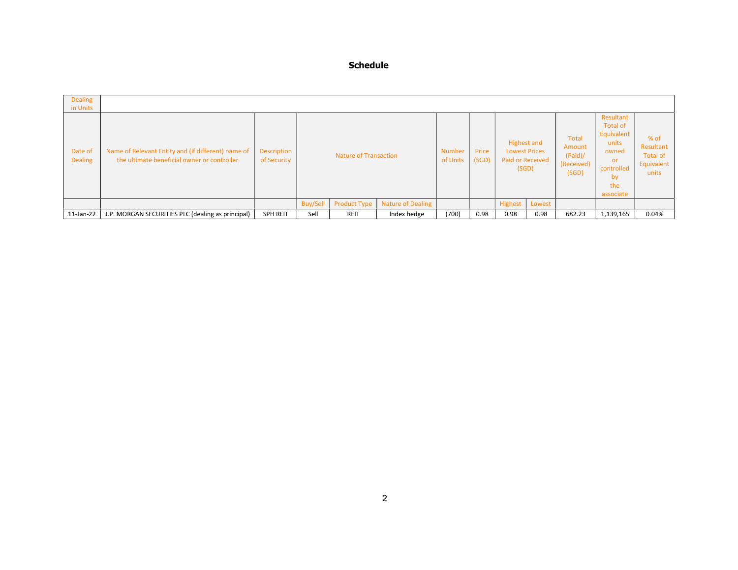## Schedule

| Dealing in Units | | | | | | | | | | | | |
|---|---|---|---|---|---|---|---|---|---|---|---|---|
| Date of Dealing | Name of Relevant Entity and (if different) name of the ultimate beneficial owner or controller | Description of Security | Nature of Transaction | | | Number of Units | Price (SGD) | Highest and Lowest Prices Paid or Received (SGD) | | Total Amount (Paid)/ (Received) (SGD) | Resultant Total of Equivalent units owned or controlled by the associate | % of Resultant Total of Equivalent units |
| | | | Buy/Sell | Product Type | Nature of Dealing | | | Highest | Lowest | | | |
| 11-Jan-22 | J.P. MORGAN SECURITIES PLC (dealing as principal) | SPH REIT | Sell | REIT | Index hedge | (700) | 0.98 | 0.98 | 0.98 | 682.23 | 1,139,165 | 0.04% |